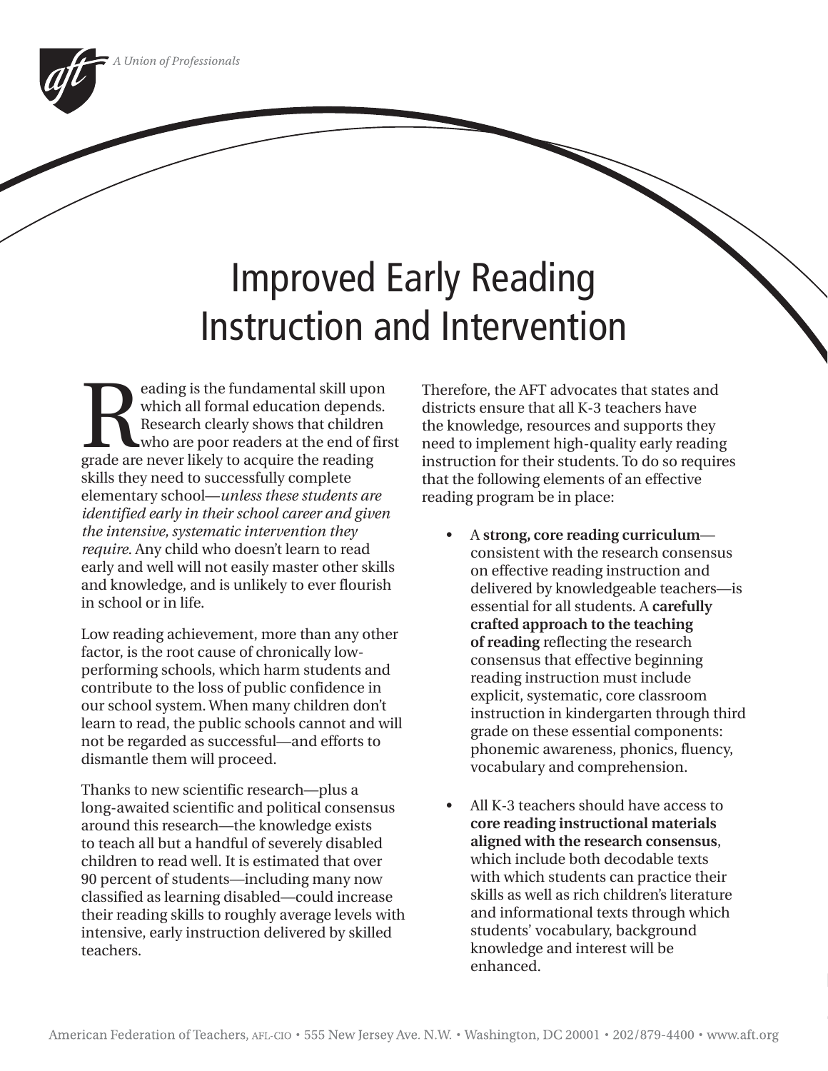# Improved Early Reading Instruction and Intervention

Reading is the fundamental skill upon which all formal education depends. Research clearly shows that children who are poor readers at the end of first grade are never likely to acquire the reading skills they need to successfully complete elementary school—*unless these students are identified early in their school career and given the intensive, systematic intervention they require*. Any child who doesn't learn to read early and well will not easily master other skills and knowledge, and is unlikely to ever flourish in school or in life.

Low reading achievement, more than any other factor, is the root cause of chronically low-performing schools, which harm students and contribute to the loss of public confidence in our school system. When many children don't learn to read, the public schools cannot and will not be regarded as successful—and efforts to dismantle them will proceed.

Thanks to new scientific research—plus a long-awaited scientific and political consensus around this research—the knowledge exists to teach all but a handful of severely disabled children to read well. It is estimated that over 90 percent of students—including many now classified as learning disabled—could increase their reading skills to roughly average levels with intensive, early instruction delivered by skilled teachers.

Therefore, the AFT advocates that states and districts ensure that all K-3 teachers have the knowledge, resources and supports they need to implement high-quality early reading instruction for their students. To do so requires that the following elements of an effective reading program be in place:

- A **strong, core reading curriculum**—consistent with the research consensus on effective reading instruction and delivered by knowledgeable teachers—is essential for all students. A **carefully crafted approach to the teaching of reading** reflecting the research consensus that effective beginning reading instruction must include explicit, systematic, core classroom instruction in kindergarten through third grade on these essential components: phonemic awareness, phonics, fluency, vocabulary and comprehension.

- All K-3 teachers should have access to **core reading instructional materials aligned with the research consensus**, which include both decodable texts with which students can practice their skills as well as rich children's literature and informational texts through which students' vocabulary, background knowledge and interest will be enhanced.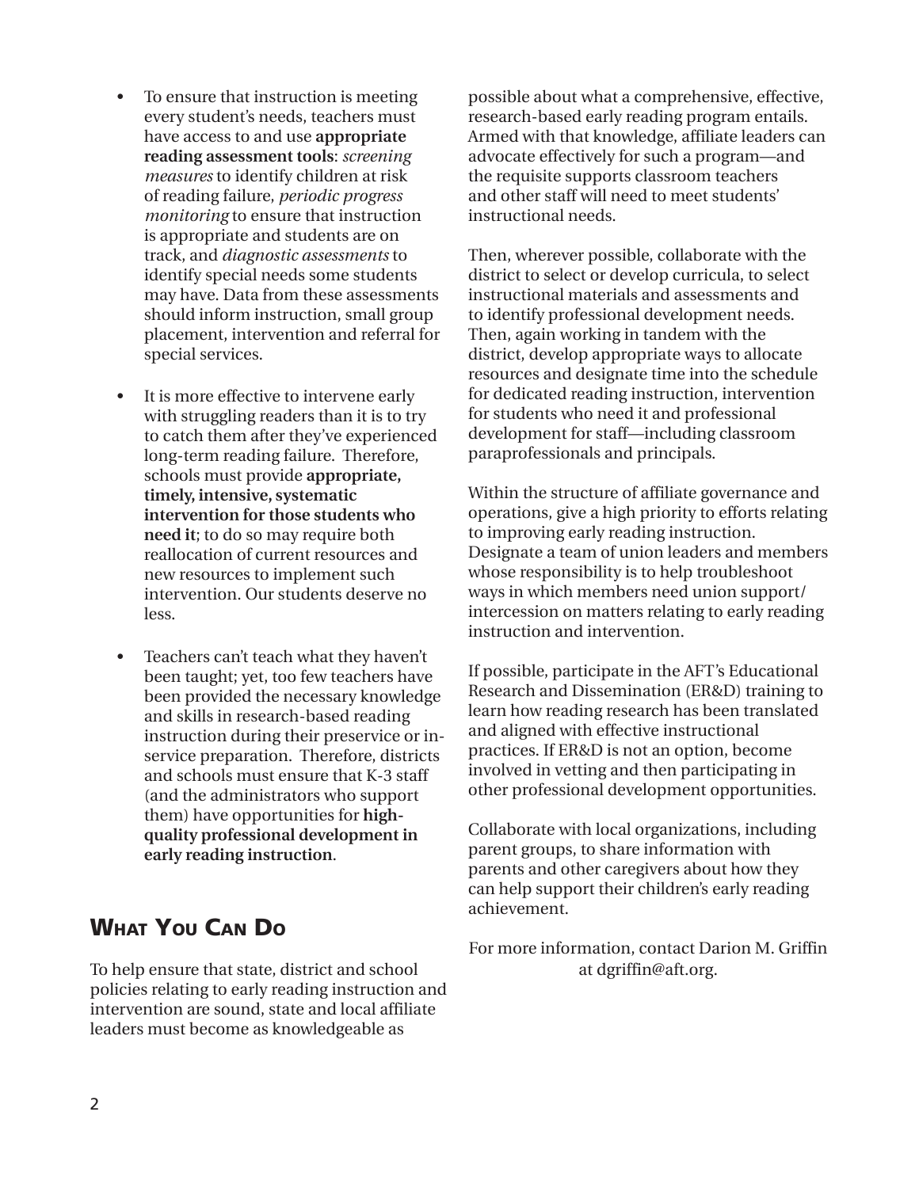- To ensure that instruction is meeting every student's needs, teachers must have access to and use **appropriate reading assessment tools**: *screening measures* to identify children at risk of reading failure, *periodic progress monitoring* to ensure that instruction is appropriate and students are on track, and *diagnostic assessments* to identify special needs some students may have. Data from these assessments should inform instruction, small group placement, intervention and referral for special services.

- It is more effective to intervene early with struggling readers than it is to try to catch them after they've experienced long-term reading failure. Therefore, schools must provide **appropriate, timely, intensive, systematic intervention for those students who need it**; to do so may require both reallocation of current resources and new resources to implement such intervention. Our students deserve no less.

- Teachers can't teach what they haven't been taught; yet, too few teachers have been provided the necessary knowledge and skills in research-based reading instruction during their preservice or in-service preparation. Therefore, districts and schools must ensure that K-3 staff (and the administrators who support them) have opportunities for **high-quality professional development in early reading instruction**.

## What You Can Do

To help ensure that state, district and school policies relating to early reading instruction and intervention are sound, state and local affiliate leaders must become as knowledgeable as possible about what a comprehensive, effective, research-based early reading program entails. Armed with that knowledge, affiliate leaders can advocate effectively for such a program—and the requisite supports classroom teachers and other staff will need to meet students' instructional needs.

Then, wherever possible, collaborate with the district to select or develop curricula, to select instructional materials and assessments and to identify professional development needs. Then, again working in tandem with the district, develop appropriate ways to allocate resources and designate time into the schedule for dedicated reading instruction, intervention for students who need it and professional development for staff—including classroom paraprofessionals and principals.

Within the structure of affiliate governance and operations, give a high priority to efforts relating to improving early reading instruction. Designate a team of union leaders and members whose responsibility is to help troubleshoot ways in which members need union support/intercession on matters relating to early reading instruction and intervention.

If possible, participate in the AFT's Educational Research and Dissemination (ER&D) training to learn how reading research has been translated and aligned with effective instructional practices. If ER&D is not an option, become involved in vetting and then participating in other professional development opportunities.

Collaborate with local organizations, including parent groups, to share information with parents and other caregivers about how they can help support their children's early reading achievement.

For more information, contact Darion M. Griffin at dgriffin@aft.org.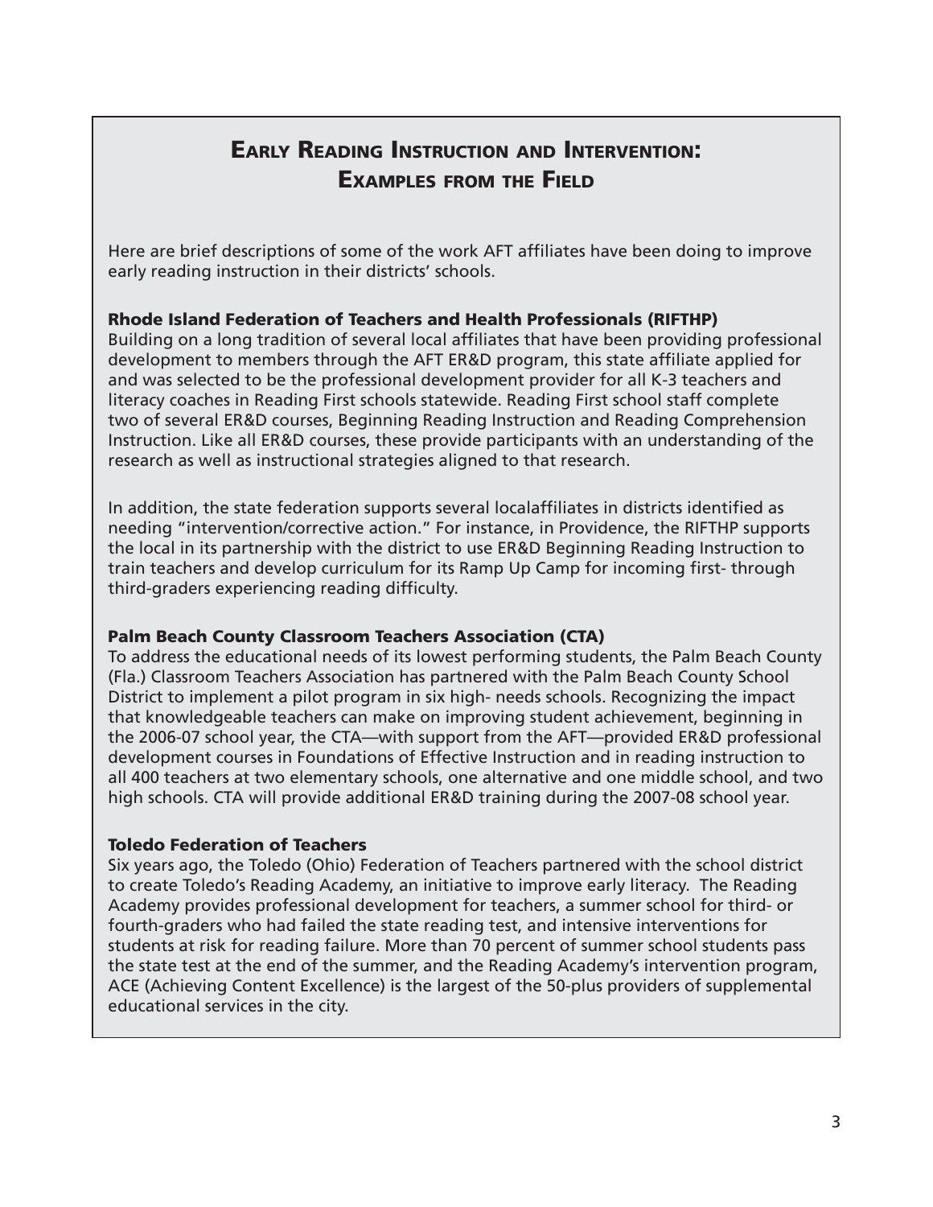## Early Reading Instruction and Intervention: Examples from the Field

Here are brief descriptions of some of the work AFT affiliates have been doing to improve early reading instruction in their districts' schools.

**Rhode Island Federation of Teachers and Health Professionals (RIFTHP)**

Building on a long tradition of several local affiliates that have been providing professional development to members through the AFT ER&D program, this state affiliate applied for and was selected to be the professional development provider for all K-3 teachers and literacy coaches in Reading First schools statewide. Reading First school staff complete two of several ER&D courses, Beginning Reading Instruction and Reading Comprehension Instruction. Like all ER&D courses, these provide participants with an understanding of the research as well as instructional strategies aligned to that research.

In addition, the state federation supports several localaffiliates in districts identified as needing "intervention/corrective action." For instance, in Providence, the RIFTHP supports the local in its partnership with the district to use ER&D Beginning Reading Instruction to train teachers and develop curriculum for its Ramp Up Camp for incoming first- through third-graders experiencing reading difficulty.

**Palm Beach County Classroom Teachers Association (CTA)**

To address the educational needs of its lowest performing students, the Palm Beach County (Fla.) Classroom Teachers Association has partnered with the Palm Beach County School District to implement a pilot program in six high- needs schools. Recognizing the impact that knowledgeable teachers can make on improving student achievement, beginning in the 2006-07 school year, the CTA—with support from the AFT—provided ER&D professional development courses in Foundations of Effective Instruction and in reading instruction to all 400 teachers at two elementary schools, one alternative and one middle school, and two high schools. CTA will provide additional ER&D training during the 2007-08 school year.

**Toledo Federation of Teachers**

Six years ago, the Toledo (Ohio) Federation of Teachers partnered with the school district to create Toledo's Reading Academy, an initiative to improve early literacy. The Reading Academy provides professional development for teachers, a summer school for third- or fourth-graders who had failed the state reading test, and intensive interventions for students at risk for reading failure. More than 70 percent of summer school students pass the state test at the end of the summer, and the Reading Academy's intervention program, ACE (Achieving Content Excellence) is the largest of the 50-plus providers of supplemental educational services in the city.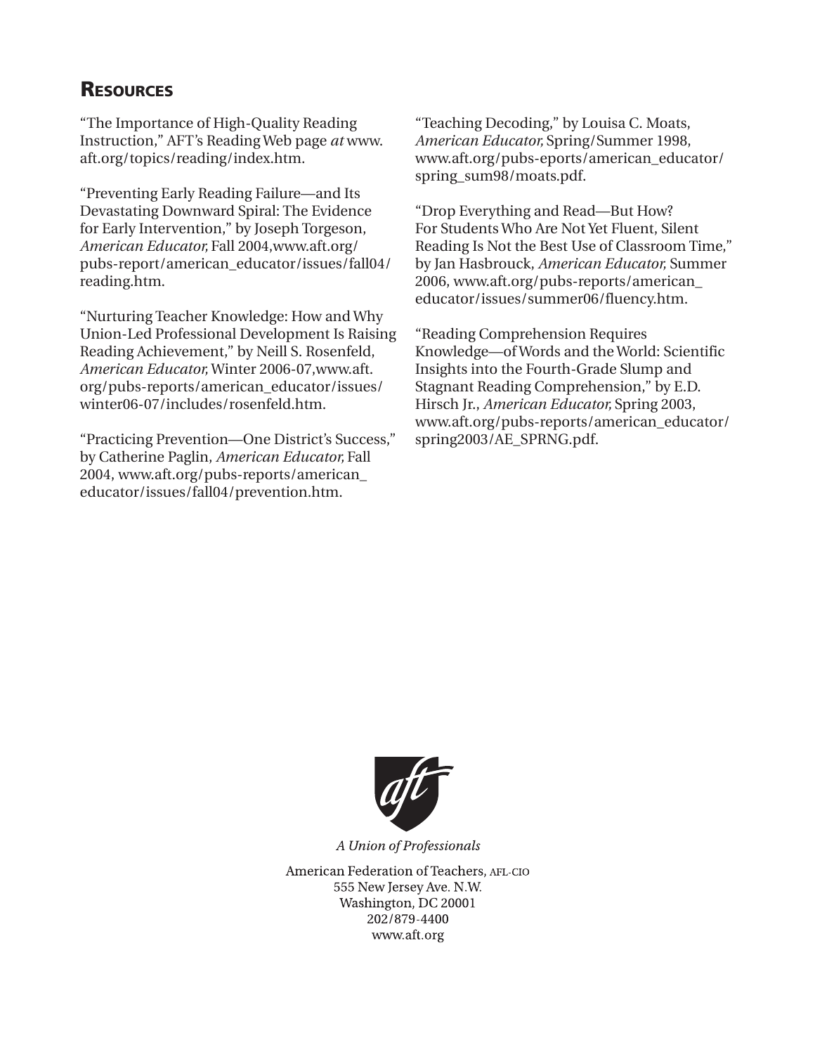## Resources

"The Importance of High-Quality Reading Instruction," AFT's Reading Web page *at* www.aft.org/topics/reading/index.htm.

"Preventing Early Reading Failure—and Its Devastating Downward Spiral: The Evidence for Early Intervention," by Joseph Torgeson, *American Educator,* Fall 2004,www.aft.org/pubs-report/american_educator/issues/fall04/reading.htm.

"Nurturing Teacher Knowledge: How and Why Union-Led Professional Development Is Raising Reading Achievement," by Neill S. Rosenfeld, *American Educator,* Winter 2006-07,www.aft.org/pubs-reports/american_educator/issues/winter06-07/includes/rosenfeld.htm.

"Practicing Prevention—One District's Success," by Catherine Paglin, *American Educator,* Fall 2004, www.aft.org/pubs-reports/american_educator/issues/fall04/prevention.htm.

"Teaching Decoding," by Louisa C. Moats, *American Educator,* Spring/Summer 1998, www.aft.org/pubs-eports/american_educator/spring_sum98/moats.pdf.

"Drop Everything and Read—But How? For Students Who Are Not Yet Fluent, Silent Reading Is Not the Best Use of Classroom Time," by Jan Hasbrouck, *American Educator,* Summer 2006, www.aft.org/pubs-reports/american_educator/issues/summer06/fluency.htm.

"Reading Comprehension Requires Knowledge—of Words and the World: Scientific Insights into the Fourth-Grade Slump and Stagnant Reading Comprehension," by E.D. Hirsch Jr., *American Educator,* Spring 2003, www.aft.org/pubs-reports/american_educator/spring2003/AE_SPRNG.pdf.

*A Union of Professionals*

American Federation of Teachers, AFL-CIO
555 New Jersey Ave. N.W.
Washington, DC 20001
202/879-4400
www.aft.org